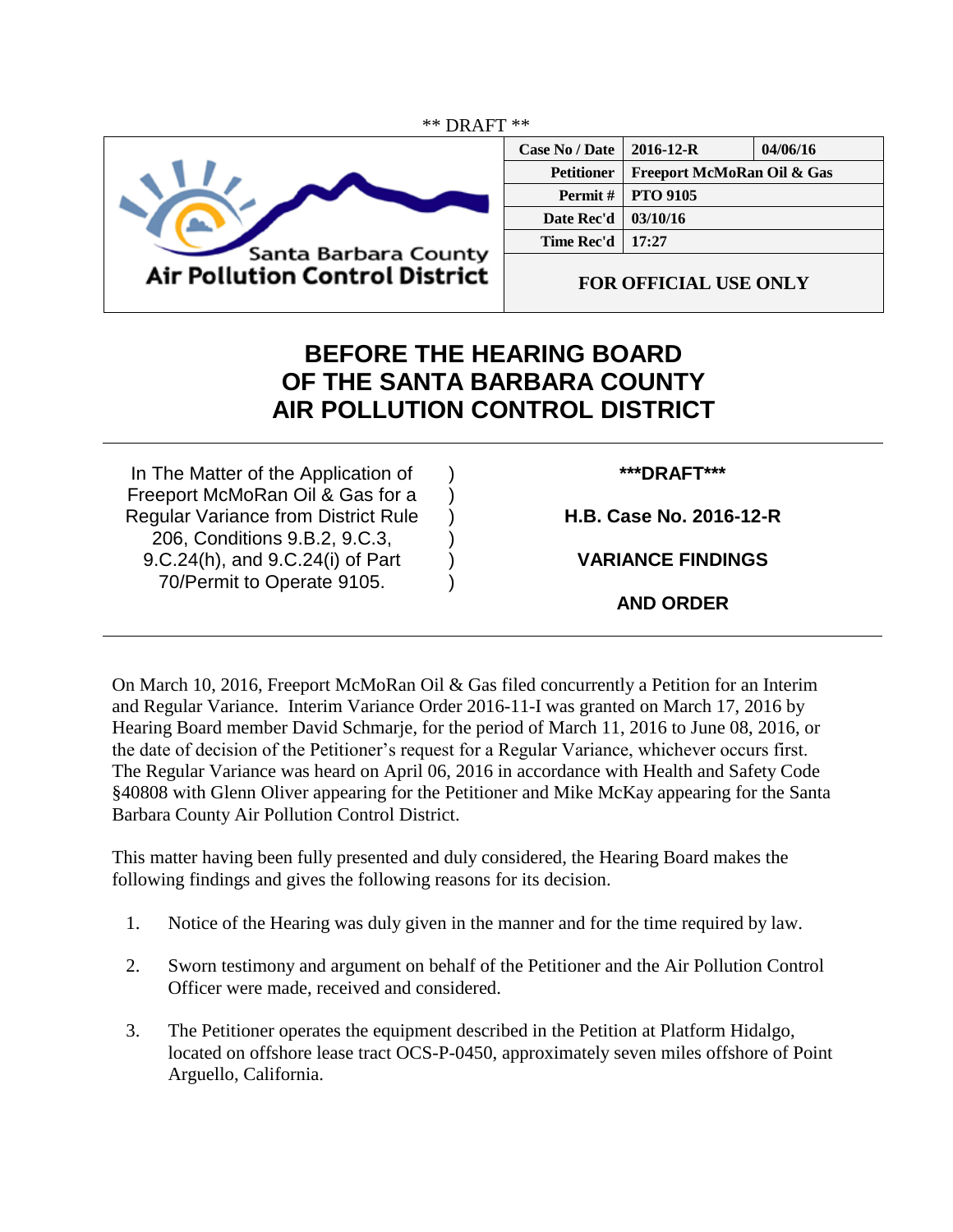** DRAFT **

| Santa Barbara County Air Pollution Control District | Case No / Date | 2016-12-R | 04/06/16 |
|---|---|---|---|
| | Petitioner | Freeport McMoRan Oil & Gas | |
| | Permit # | PTO 9105 | |
| | Date Rec'd | 03/10/16 | |
| | Time Rec'd | 17:27 | |
| | FOR OFFICIAL USE ONLY | | |

# BEFORE THE HEARING BOARD OF THE SANTA BARBARA COUNTY AIR POLLUTION CONTROL DISTRICT

| | | |
|---|---|---|
| In The Matter of the Application of Freeport McMoRan Oil & Gas for a Regular Variance from District Rule 206, Conditions 9.B.2, 9.C.3, 9.C.24(h), and 9.C.24(i) of Part 70/Permit to Operate 9105. | ) ) ) ) ) ) | **\*\*\*DRAFT\*\*\*** **H.B. Case No. 2016-12-R** **VARIANCE FINDINGS AND ORDER** |

On March 10, 2016, Freeport McMoRan Oil & Gas filed concurrently a Petition for an Interim and Regular Variance. Interim Variance Order 2016-11-I was granted on March 17, 2016 by Hearing Board member David Schmarje, for the period of March 11, 2016 to June 08, 2016, or the date of decision of the Petitioner's request for a Regular Variance, whichever occurs first. The Regular Variance was heard on April 06, 2016 in accordance with Health and Safety Code §40808 with Glenn Oliver appearing for the Petitioner and Mike McKay appearing for the Santa Barbara County Air Pollution Control District.

This matter having been fully presented and duly considered, the Hearing Board makes the following findings and gives the following reasons for its decision.

1. Notice of the Hearing was duly given in the manner and for the time required by law.

2. Sworn testimony and argument on behalf of the Petitioner and the Air Pollution Control Officer were made, received and considered.

3. The Petitioner operates the equipment described in the Petition at Platform Hidalgo, located on offshore lease tract OCS-P-0450, approximately seven miles offshore of Point Arguello, California.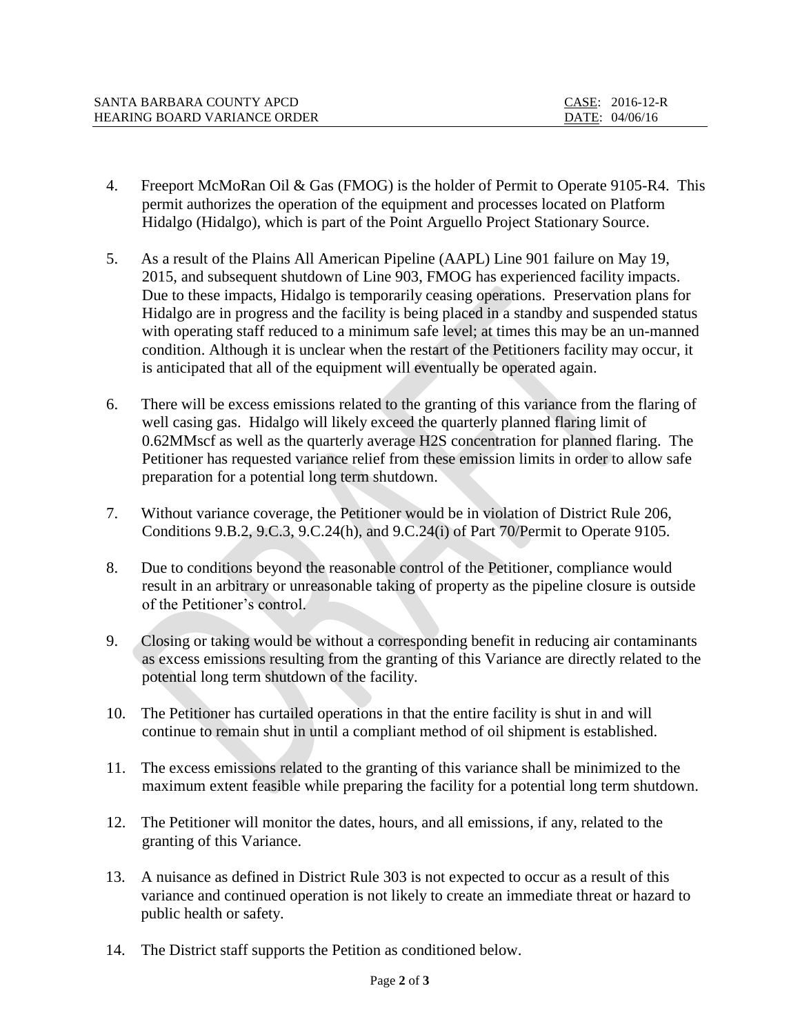4. Freeport McMoRan Oil & Gas (FMOG) is the holder of Permit to Operate 9105-R4. This permit authorizes the operation of the equipment and processes located on Platform Hidalgo (Hidalgo), which is part of the Point Arguello Project Stationary Source.

5. As a result of the Plains All American Pipeline (AAPL) Line 901 failure on May 19, 2015, and subsequent shutdown of Line 903, FMOG has experienced facility impacts. Due to these impacts, Hidalgo is temporarily ceasing operations. Preservation plans for Hidalgo are in progress and the facility is being placed in a standby and suspended status with operating staff reduced to a minimum safe level; at times this may be an un-manned condition. Although it is unclear when the restart of the Petitioners facility may occur, it is anticipated that all of the equipment will eventually be operated again.

6. There will be excess emissions related to the granting of this variance from the flaring of well casing gas. Hidalgo will likely exceed the quarterly planned flaring limit of 0.62MMscf as well as the quarterly average $H_2S$ concentration for planned flaring. The Petitioner has requested variance relief from these emission limits in order to allow safe preparation for a potential long term shutdown.

7. Without variance coverage, the Petitioner would be in violation of District Rule 206, Conditions 9.B.2, 9.C.3, 9.C.24(h), and 9.C.24(i) of Part 70/Permit to Operate 9105.

8. Due to conditions beyond the reasonable control of the Petitioner, compliance would result in an arbitrary or unreasonable taking of property as the pipeline closure is outside of the Petitioner's control.

9. Closing or taking would be without a corresponding benefit in reducing air contaminants as excess emissions resulting from the granting of this Variance are directly related to the potential long term shutdown of the facility.

10. The Petitioner has curtailed operations in that the entire facility is shut in and will continue to remain shut in until a compliant method of oil shipment is established.

11. The excess emissions related to the granting of this variance shall be minimized to the maximum extent feasible while preparing the facility for a potential long term shutdown.

12. The Petitioner will monitor the dates, hours, and all emissions, if any, related to the granting of this Variance.

13. A nuisance as defined in District Rule 303 is not expected to occur as a result of this variance and continued operation is not likely to create an immediate threat or hazard to public health or safety.

14. The District staff supports the Petition as conditioned below.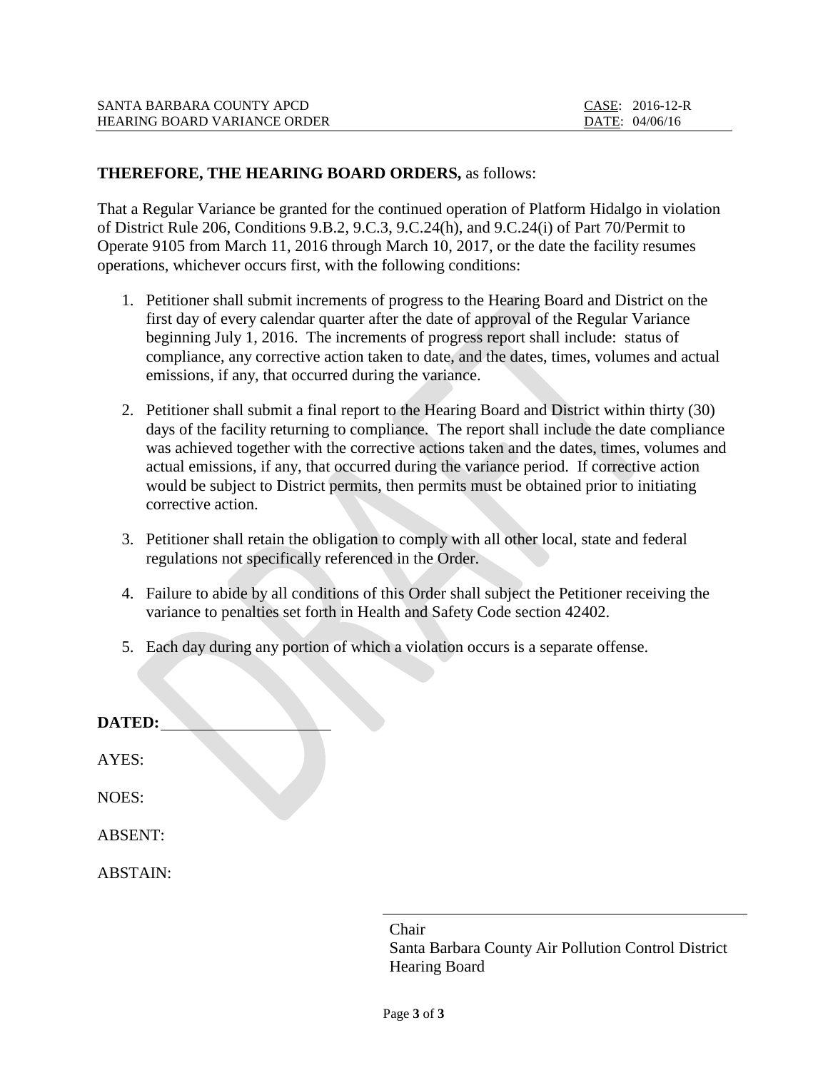**THEREFORE, THE HEARING BOARD ORDERS,** as follows:

That a Regular Variance be granted for the continued operation of Platform Hidalgo in violation of District Rule 206, Conditions 9.B.2, 9.C.3, 9.C.24(h), and 9.C.24(i) of Part 70/Permit to Operate 9105 from March 11, 2016 through March 10, 2017, or the date the facility resumes operations, whichever occurs first, with the following conditions:

1. Petitioner shall submit increments of progress to the Hearing Board and District on the first day of every calendar quarter after the date of approval of the Regular Variance beginning July 1, 2016. The increments of progress report shall include: status of compliance, any corrective action taken to date, and the dates, times, volumes and actual emissions, if any, that occurred during the variance.

2. Petitioner shall submit a final report to the Hearing Board and District within thirty (30) days of the facility returning to compliance. The report shall include the date compliance was achieved together with the corrective actions taken and the dates, times, volumes and actual emissions, if any, that occurred during the variance period. If corrective action would be subject to District permits, then permits must be obtained prior to initiating corrective action.

3. Petitioner shall retain the obligation to comply with all other local, state and federal regulations not specifically referenced in the Order.

4. Failure to abide by all conditions of this Order shall subject the Petitioner receiving the variance to penalties set forth in Health and Safety Code section 42402.

5. Each day during any portion of which a violation occurs is a separate offense.

**DATED:** ____________________

AYES:

NOES:

ABSENT:

ABSTAIN:

____________________________________

Chair
Santa Barbara County Air Pollution Control District
Hearing Board